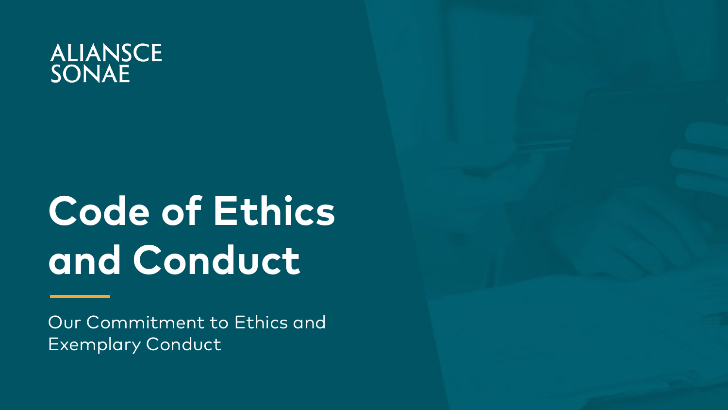ALIANSCE SONAE

# Code of Ethics and Conduct

Our Commitment to Ethics and Exemplary Conduct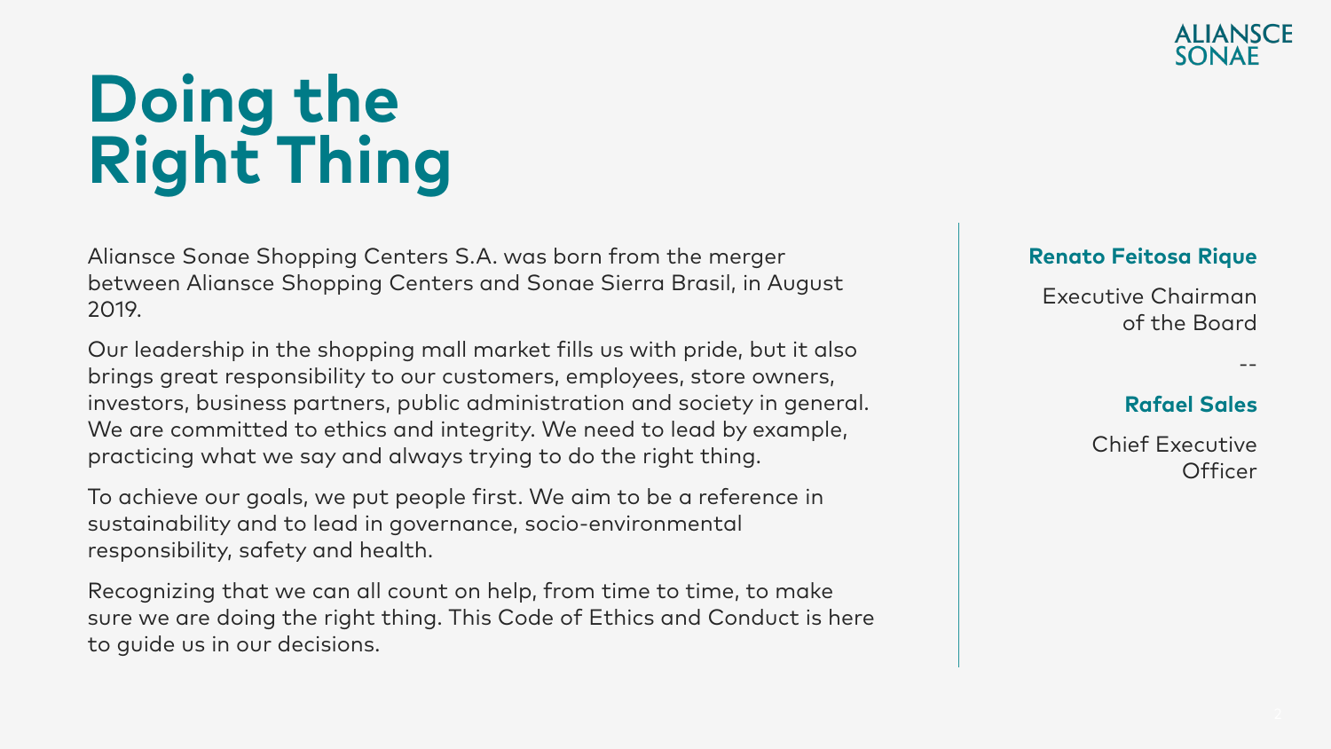# Doing the Right Thing

Aliansce Sonae Shopping Centers S.A. was born from the merger between Aliansce Shopping Centers and Sonae Sierra Brasil, in August 2019.

Our leadership in the shopping mall market fills us with pride, but it also brings great responsibility to our customers, employees, store owners, investors, business partners, public administration and society in general. We are committed to ethics and integrity. We need to lead by example, practicing what we say and always trying to do the right thing.

To achieve our goals, we put people first. We aim to be a reference in sustainability and to lead in governance, socio-environmental responsibility, safety and health.

Recognizing that we can all count on help, from time to time, to make sure we are doing the right thing. This Code of Ethics and Conduct is here to guide us in our decisions.

**Renato Feitosa Rique**

Executive Chairman of the Board

--

**Rafael Sales**

Chief Executive Officer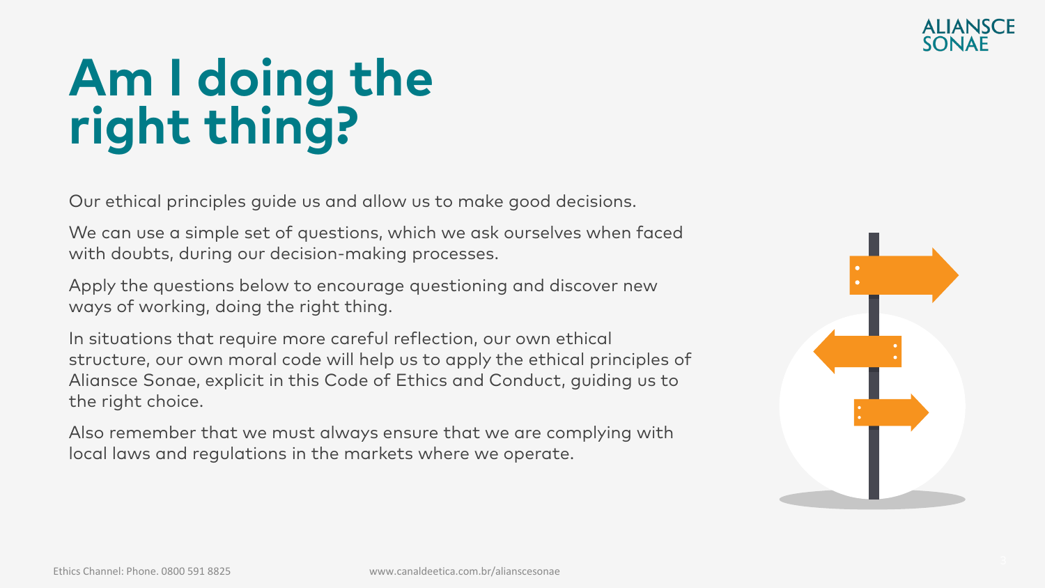# Am I doing the right thing?

Our ethical principles guide us and allow us to make good decisions.

We can use a simple set of questions, which we ask ourselves when faced with doubts, during our decision-making processes.

Apply the questions below to encourage questioning and discover new ways of working, doing the right thing.

In situations that require more careful reflection, our own ethical structure, our own moral code will help us to apply the ethical principles of Aliansce Sonae, explicit in this Code of Ethics and Conduct, guiding us to the right choice.

Also remember that we must always ensure that we are complying with local laws and regulations in the markets where we operate.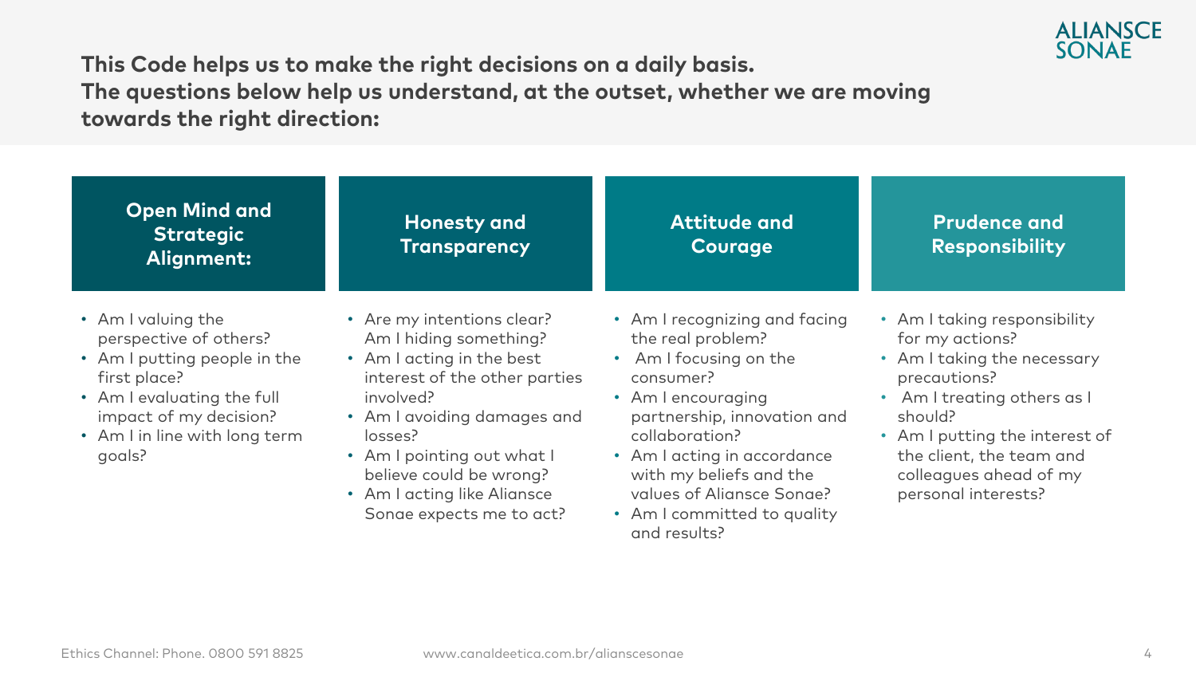**This Code helps us to make the right decisions on a daily basis.**
**The questions below help us understand, at the outset, whether we are moving towards the right direction:**

### Open Mind and Strategic Alignment:

- Am I valuing the perspective of others?
- Am I putting people in the first place?
- Am I evaluating the full impact of my decision?
- Am I in line with long term goals?

### Honesty and Transparency

- Are my intentions clear? Am I hiding something?
- Am I acting in the best interest of the other parties involved?
- Am I avoiding damages and losses?
- Am I pointing out what I believe could be wrong?
- Am I acting like Aliansce Sonae expects me to act?

### Attitude and Courage

- Am I recognizing and facing the real problem?
- Am I focusing on the consumer?
- Am I encouraging partnership, innovation and collaboration?
- Am I acting in accordance with my beliefs and the values of Aliansce Sonae?
- Am I committed to quality and results?

### Prudence and Responsibility

- Am I taking responsibility for my actions?
- Am I taking the necessary precautions?
- Am I treating others as I should?
- Am I putting the interest of the client, the team and colleagues ahead of my personal interests?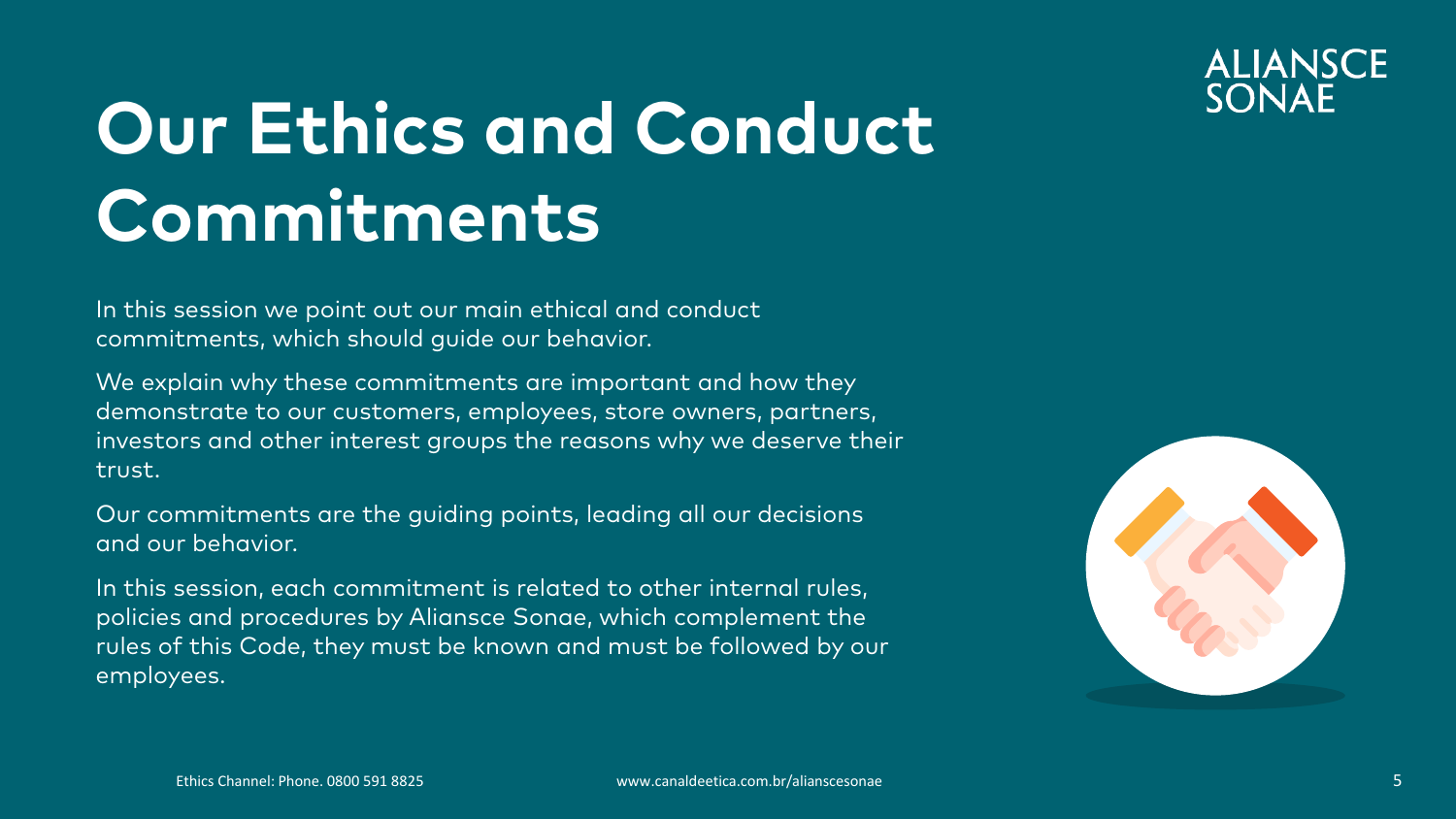# Our Ethics and Conduct Commitments

In this session we point out our main ethical and conduct commitments, which should guide our behavior.

We explain why these commitments are important and how they demonstrate to our customers, employees, store owners, partners, investors and other interest groups the reasons why we deserve their trust.

Our commitments are the guiding points, leading all our decisions and our behavior.

In this session, each commitment is related to other internal rules, policies and procedures by Aliansce Sonae, which complement the rules of this Code, they must be known and must be followed by our employees.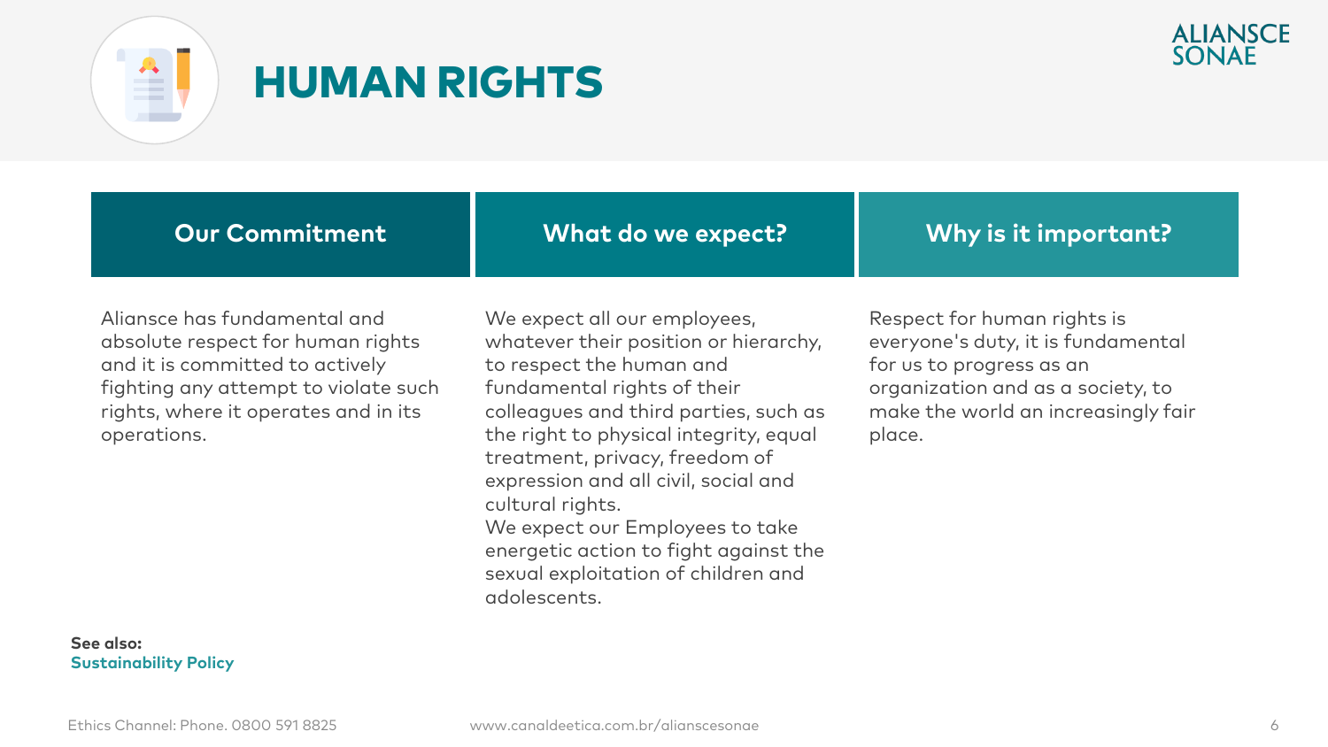# HUMAN RIGHTS

| Our Commitment | What do we expect? | Why is it important? |
| --- | --- | --- |
| Aliansce has fundamental and absolute respect for human rights and it is committed to actively fighting any attempt to violate such rights, where it operates and in its operations. | We expect all our employees, whatever their position or hierarchy, to respect the human and fundamental rights of their colleagues and third parties, such as the right to physical integrity, equal treatment, privacy, freedom of expression and all civil, social and cultural rights.<br>We expect our Employees to take energetic action to fight against the sexual exploitation of children and adolescents. | Respect for human rights is everyone's duty, it is fundamental for us to progress as an organization and as a society, to make the world an increasingly fair place. |

**See also:**
**Sustainability Policy**

Ethics Channel: Phone. 0800 591 8825 www.canaldeetica.com.br/alianscesonae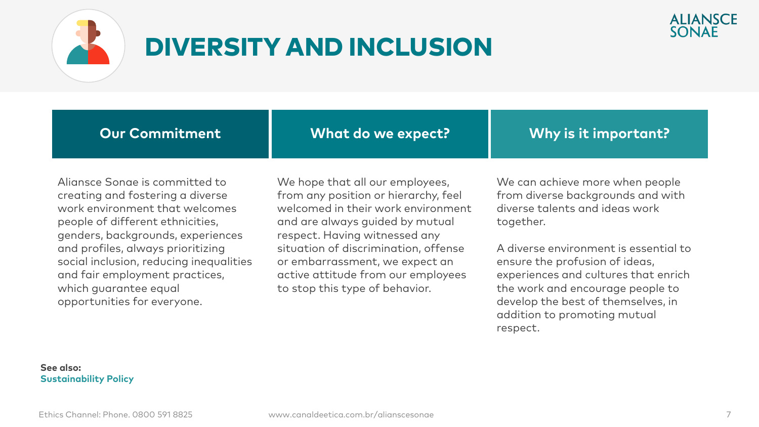# DIVERSITY AND INCLUSION

## Our Commitment

Aliansce Sonae is committed to creating and fostering a diverse work environment that welcomes people of different ethnicities, genders, backgrounds, experiences and profiles, always prioritizing social inclusion, reducing inequalities and fair employment practices, which guarantee equal opportunities for everyone.

## What do we expect?

We hope that all our employees, from any position or hierarchy, feel welcomed in their work environment and are always guided by mutual respect. Having witnessed any situation of discrimination, offense or embarrassment, we expect an active attitude from our employees to stop this type of behavior.

## Why is it important?

We can achieve more when people from diverse backgrounds and with diverse talents and ideas work together.

A diverse environment is essential to ensure the profusion of ideas, experiences and cultures that enrich the work and encourage people to develop the best of themselves, in addition to promoting mutual respect.

**See also:**
**Sustainability Policy**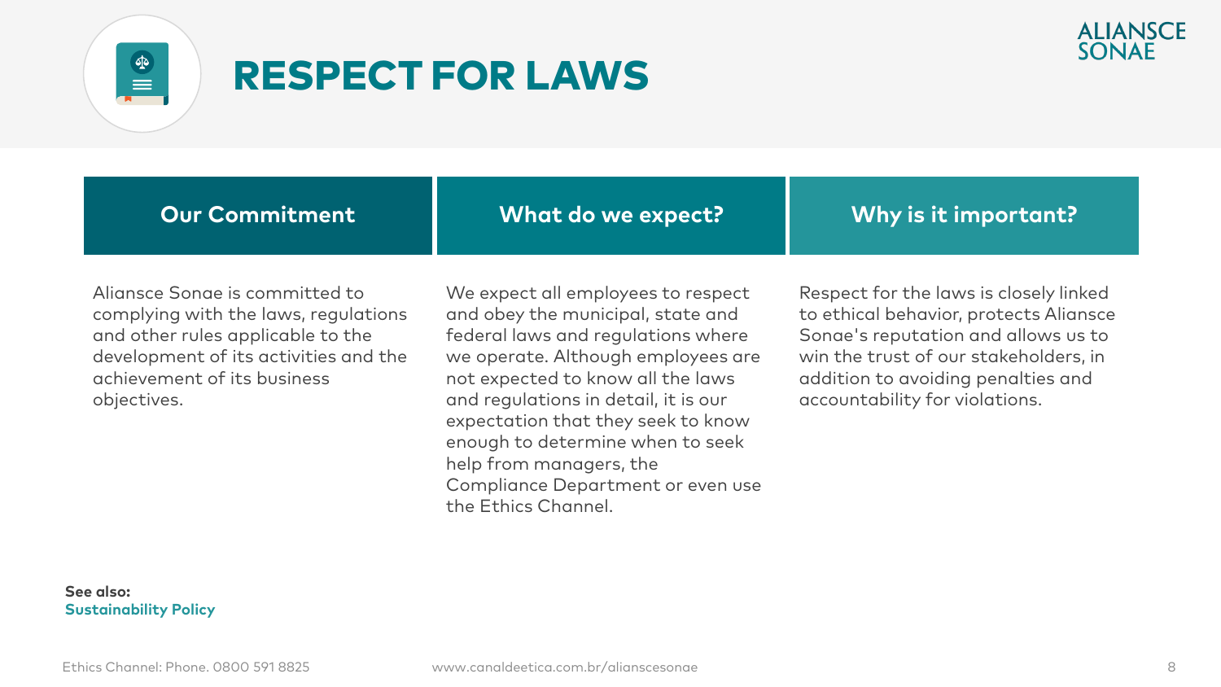# RESPECT FOR LAWS

## Our Commitment

Aliansce Sonae is committed to complying with the laws, regulations and other rules applicable to the development of its activities and the achievement of its business objectives.

## What do we expect?

We expect all employees to respect and obey the municipal, state and federal laws and regulations where we operate. Although employees are not expected to know all the laws and regulations in detail, it is our expectation that they seek to know enough to determine when to seek help from managers, the Compliance Department or even use the Ethics Channel.

## Why is it important?

Respect for the laws is closely linked to ethical behavior, protects Aliansce Sonae's reputation and allows us to win the trust of our stakeholders, in addition to avoiding penalties and accountability for violations.

**See also:**
**Sustainability Policy**

Ethics Channel: Phone. 0800 591 8825 www.canaldeetica.com.br/alianscesonae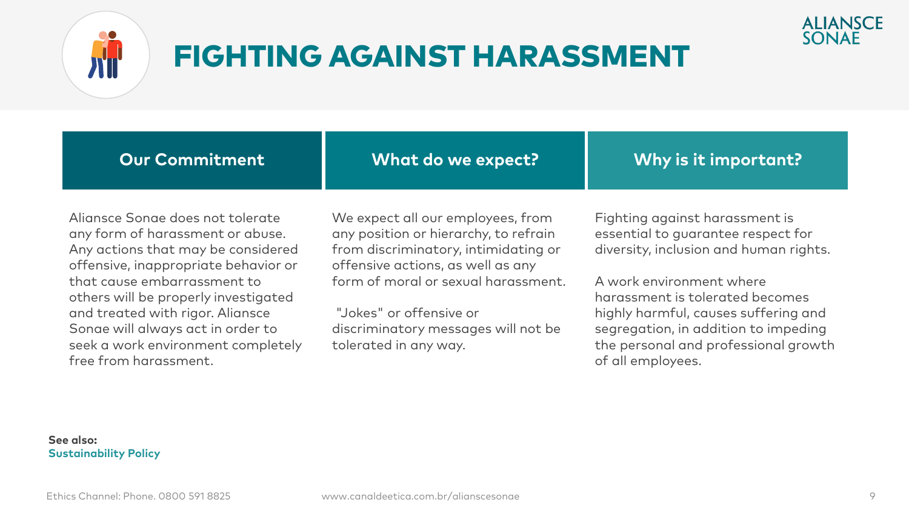# FIGHTING AGAINST HARASSMENT

### Our Commitment

Aliansce Sonae does not tolerate any form of harassment or abuse. Any actions that may be considered offensive, inappropriate behavior or that cause embarrassment to others will be properly investigated and treated with rigor. Aliansce Sonae will always act in order to seek a work environment completely free from harassment.

### What do we expect?

We expect all our employees, from any position or hierarchy, to refrain from discriminatory, intimidating or offensive actions, as well as any form of moral or sexual harassment.

"Jokes" or offensive or discriminatory messages will not be tolerated in any way.

### Why is it important?

Fighting against harassment is essential to guarantee respect for diversity, inclusion and human rights.

A work environment where harassment is tolerated becomes highly harmful, causes suffering and segregation, in addition to impeding the personal and professional growth of all employees.

**See also:**
**Sustainability Policy**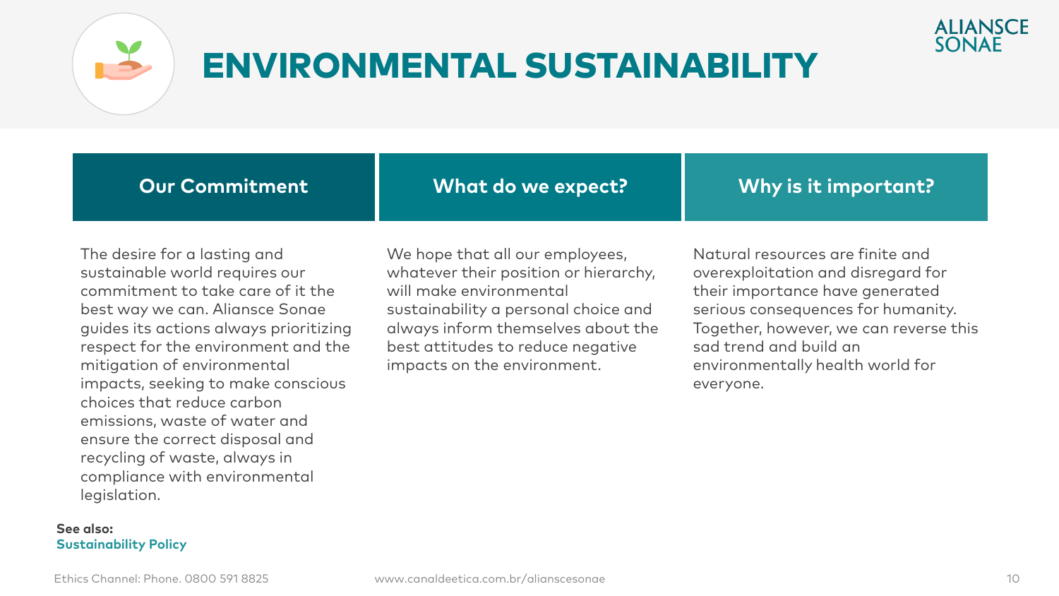# ENVIRONMENTAL SUSTAINABILITY

## Our Commitment

The desire for a lasting and sustainable world requires our commitment to take care of it the best way we can. Aliansce Sonae guides its actions always prioritizing respect for the environment and the mitigation of environmental impacts, seeking to make conscious choices that reduce carbon emissions, waste of water and ensure the correct disposal and recycling of waste, always in compliance with environmental legislation.

## What do we expect?

We hope that all our employees, whatever their position or hierarchy, will make environmental sustainability a personal choice and always inform themselves about the best attitudes to reduce negative impacts on the environment.

## Why is it important?

Natural resources are finite and overexploitation and disregard for their importance have generated serious consequences for humanity. Together, however, we can reverse this sad trend and build an environmentally health world for everyone.

**See also:**
**Sustainability Policy**

Ethics Channel: Phone. 0800 591 8825 www.canaldeetica.com.br/alianscesonae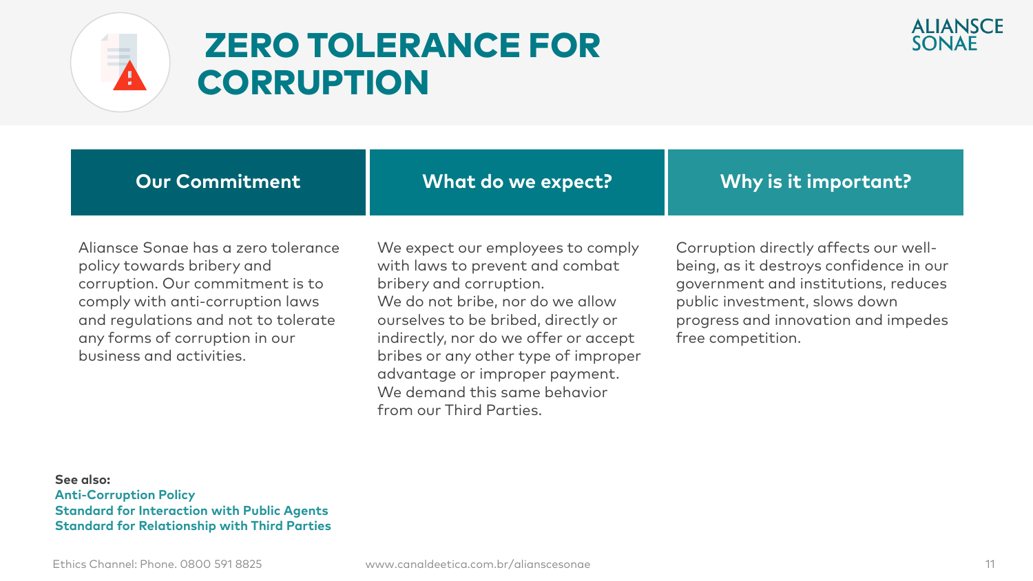# ZERO TOLERANCE FOR CORRUPTION

## Our Commitment

Aliansce Sonae has a zero tolerance policy towards bribery and corruption. Our commitment is to comply with anti-corruption laws and regulations and not to tolerate any forms of corruption in our business and activities.

## What do we expect?

We expect our employees to comply with laws to prevent and combat bribery and corruption.

We do not bribe, nor do we allow ourselves to be bribed, directly or indirectly, nor do we offer or accept bribes or any other type of improper advantage or improper payment.

We demand this same behavior from our Third Parties.

## Why is it important?

Corruption directly affects our well-being, as it destroys confidence in our government and institutions, reduces public investment, slows down progress and innovation and impedes free competition.

**See also:**

**Anti-Corruption Policy**
**Standard for Interaction with Public Agents**
**Standard for Relationship with Third Parties**

Ethics Channel: Phone. 0800 591 8825 www.canaldeetica.com.br/alianscesonae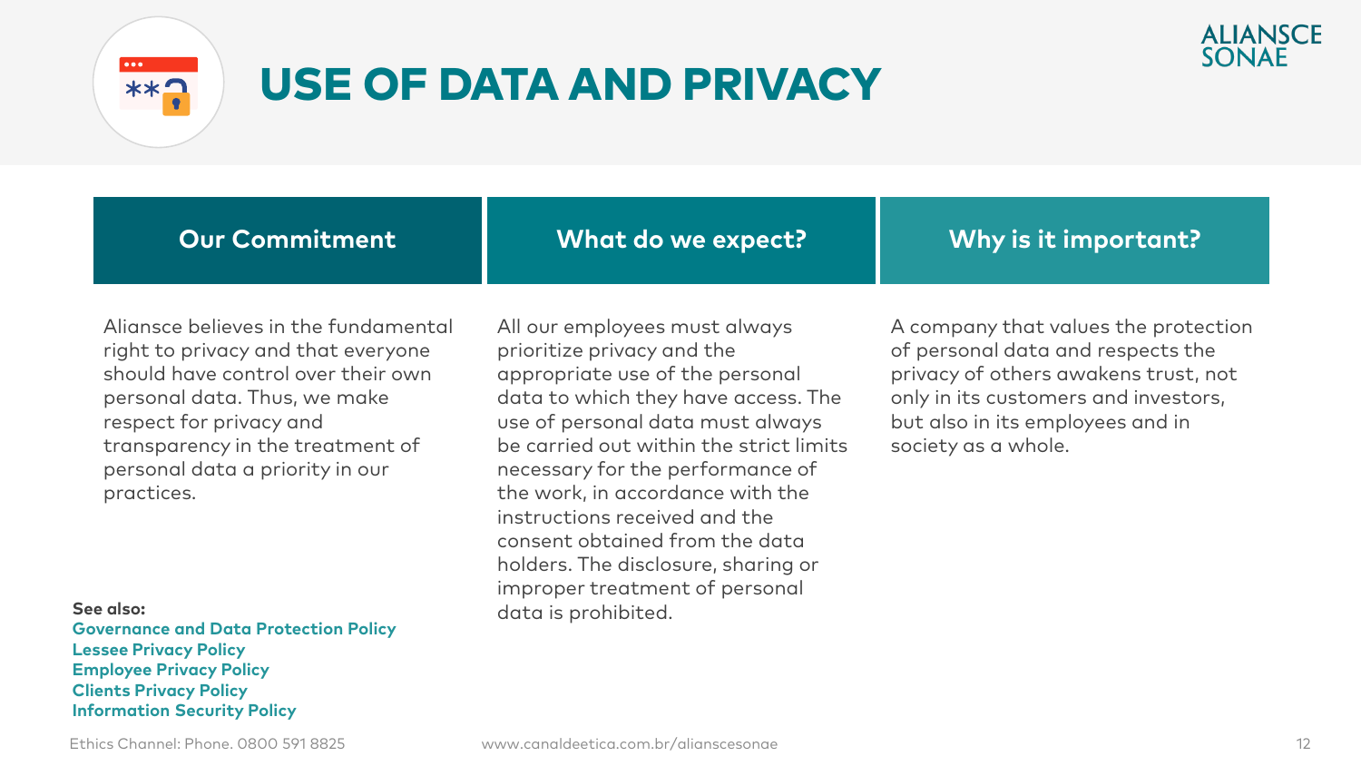# USE OF DATA AND PRIVACY

## Our Commitment

Aliansce believes in the fundamental right to privacy and that everyone should have control over their own personal data. Thus, we make respect for privacy and transparency in the treatment of personal data a priority in our practices.

## What do we expect?

All our employees must always prioritize privacy and the appropriate use of the personal data to which they have access. The use of personal data must always be carried out within the strict limits necessary for the performance of the work, in accordance with the instructions received and the consent obtained from the data holders. The disclosure, sharing or improper treatment of personal data is prohibited.

## Why is it important?

A company that values the protection of personal data and respects the privacy of others awakens trust, not only in its customers and investors, but also in its employees and in society as a whole.

**See also:**
**Governance and Data Protection Policy**
**Lessee Privacy Policy**
**Employee Privacy Policy**
**Clients Privacy Policy**
**Information Security Policy**

Ethics Channel: Phone. 0800 591 8825

www.canaldeetica.com.br/alianscesonae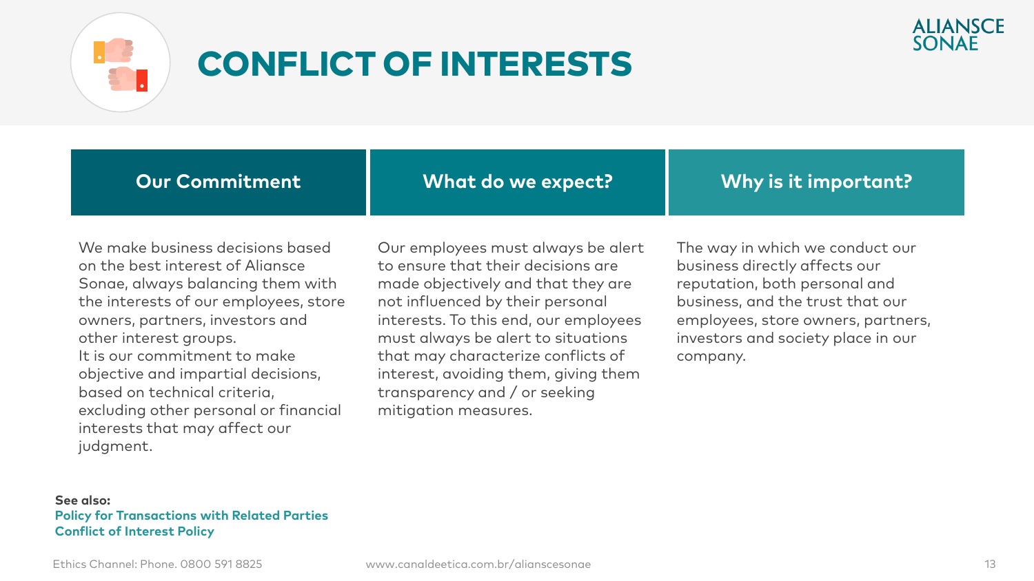# CONFLICT OF INTERESTS

## Our Commitment

We make business decisions based on the best interest of Aliansce Sonae, always balancing them with the interests of our employees, store owners, partners, investors and other interest groups.
It is our commitment to make objective and impartial decisions, based on technical criteria, excluding other personal or financial interests that may affect our judgment.

## What do we expect?

Our employees must always be alert to ensure that their decisions are made objectively and that they are not influenced by their personal interests. To this end, our employees must always be alert to situations that may characterize conflicts of interest, avoiding them, giving them transparency and / or seeking mitigation measures.

## Why is it important?

The way in which we conduct our business directly affects our reputation, both personal and business, and the trust that our employees, store owners, partners, investors and society place in our company.

**See also:**
**Policy for Transactions with Related Parties**
**Conflict of Interest Policy**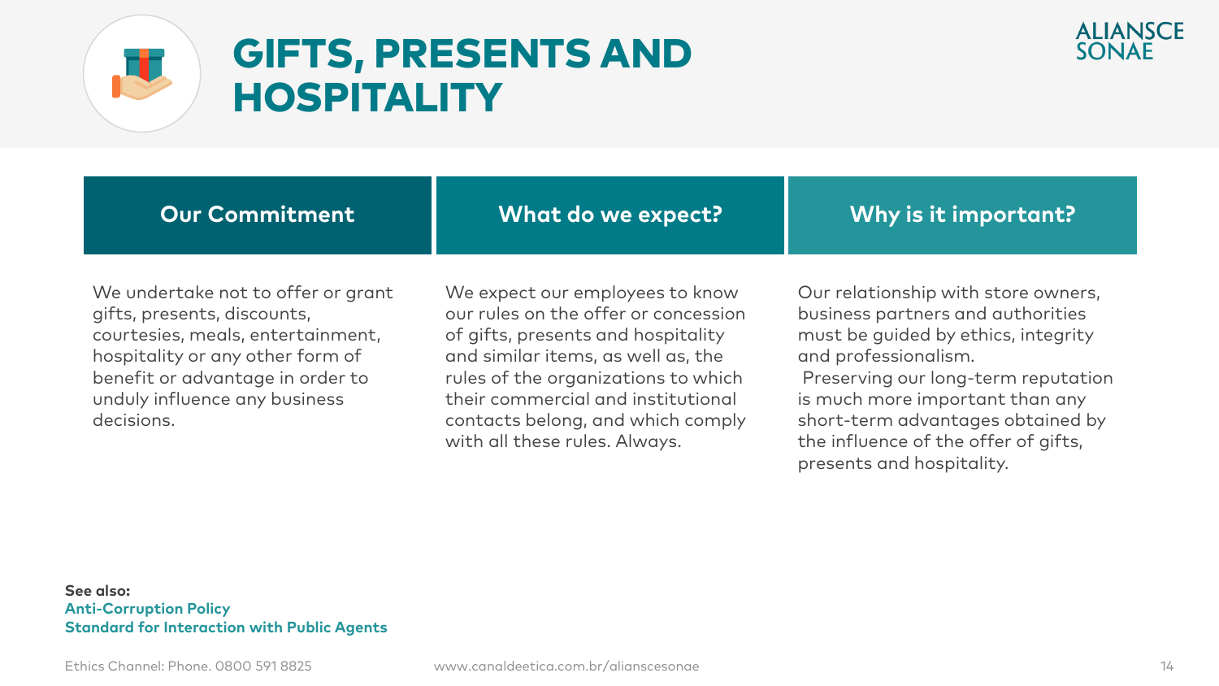# GIFTS, PRESENTS AND HOSPITALITY

## Our Commitment

We undertake not to offer or grant gifts, presents, discounts, courtesies, meals, entertainment, hospitality or any other form of benefit or advantage in order to unduly influence any business decisions.

## What do we expect?

We expect our employees to know our rules on the offer or concession of gifts, presents and hospitality and similar items, as well as, the rules of the organizations to which their commercial and institutional contacts belong, and which comply with all these rules. Always.

## Why is it important?

Our relationship with store owners, business partners and authorities must be guided by ethics, integrity and professionalism.

Preserving our long-term reputation is much more important than any short-term advantages obtained by the influence of the offer of gifts, presents and hospitality.

**See also:**
**Anti-Corruption Policy**
**Standard for Interaction with Public Agents**

Ethics Channel: Phone. 0800 591 8825 www.canaldeetica.com.br/alianscesonae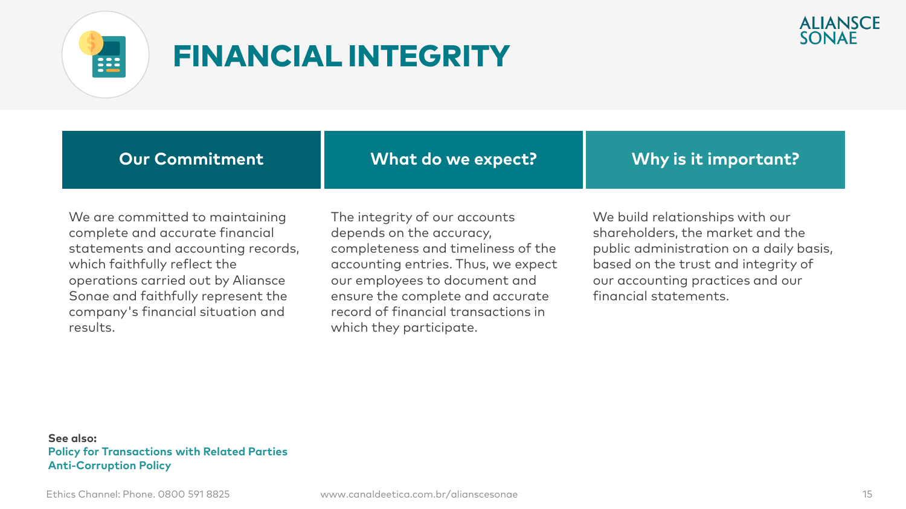# FINANCIAL INTEGRITY

## Our Commitment

We are committed to maintaining complete and accurate financial statements and accounting records, which faithfully reflect the operations carried out by Aliansce Sonae and faithfully represent the company's financial situation and results.

## What do we expect?

The integrity of our accounts depends on the accuracy, completeness and timeliness of the accounting entries. Thus, we expect our employees to document and ensure the complete and accurate record of financial transactions in which they participate.

## Why is it important?

We build relationships with our shareholders, the market and the public administration on a daily basis, based on the trust and integrity of our accounting practices and our financial statements.

**See also:**
**Policy for Transactions with Related Parties**
**Anti-Corruption Policy**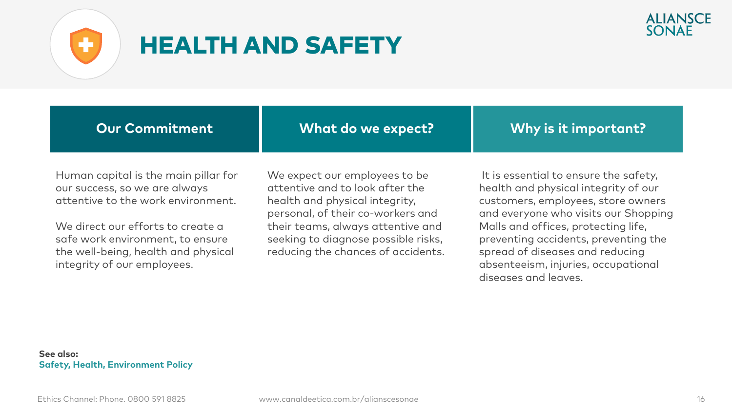# HEALTH AND SAFETY

| Our Commitment | What do we expect? | Why is it important? |
|---|---|---|
| Human capital is the main pillar for our success, so we are always attentive to the work environment.<br><br>We direct our efforts to create a safe work environment, to ensure the well-being, health and physical integrity of our employees. | We expect our employees to be attentive and to look after the health and physical integrity, personal, of their co-workers and their teams, always attentive and seeking to diagnose possible risks, reducing the chances of accidents. | It is essential to ensure the safety, health and physical integrity of our customers, employees, store owners and everyone who visits our Shopping Malls and offices, protecting life, preventing accidents, preventing the spread of diseases and reducing absenteeism, injuries, occupational diseases and leaves. |

**See also:**
**Safety, Health, Environment Policy**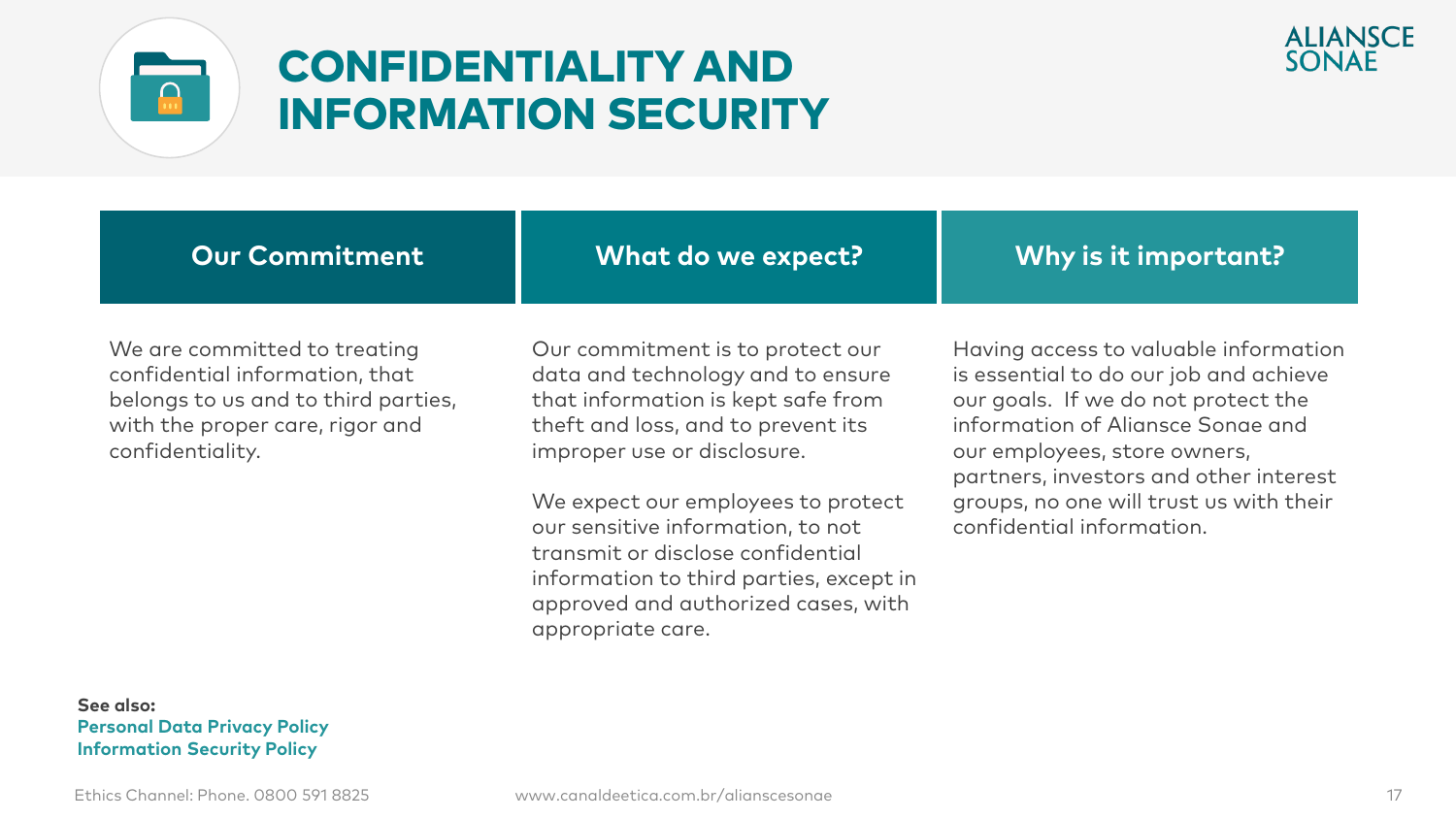# CONFIDENTIALITY AND INFORMATION SECURITY

| Our Commitment | What do we expect? | Why is it important? |
|---|---|---|
| We are committed to treating confidential information, that belongs to us and to third parties, with the proper care, rigor and confidentiality. | Our commitment is to protect our data and technology and to ensure that information is kept safe from theft and loss, and to prevent its improper use or disclosure.<br><br>We expect our employees to protect our sensitive information, to not transmit or disclose confidential information to third parties, except in approved and authorized cases, with appropriate care. | Having access to valuable information is essential to do our job and achieve our goals. If we do not protect the information of Aliansce Sonae and our employees, store owners, partners, investors and other interest groups, no one will trust us with their confidential information. |

**See also:**
**Personal Data Privacy Policy**
**Information Security Policy**

Ethics Channel: Phone. 0800 591 8825 www.canaldeetica.com.br/alianscesonae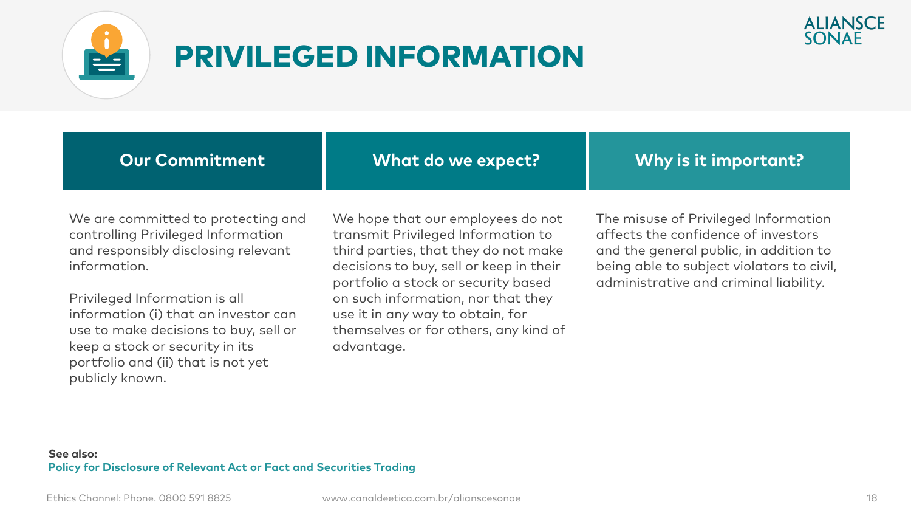# PRIVILEGED INFORMATION

## Our Commitment

We are committed to protecting and controlling Privileged Information and responsibly disclosing relevant information.

Privileged Information is all information (i) that an investor can use to make decisions to buy, sell or keep a stock or security in its portfolio and (ii) that is not yet publicly known.

## What do we expect?

We hope that our employees do not transmit Privileged Information to third parties, that they do not make decisions to buy, sell or keep in their portfolio a stock or security based on such information, nor that they use it in any way to obtain, for themselves or for others, any kind of advantage.

## Why is it important?

The misuse of Privileged Information affects the confidence of investors and the general public, in addition to being able to subject violators to civil, administrative and criminal liability.

**See also:**
**Policy for Disclosure of Relevant Act or Fact and Securities Trading**

Ethics Channel: Phone. 0800 591 8825 www.canaldeetica.com.br/alianscesonae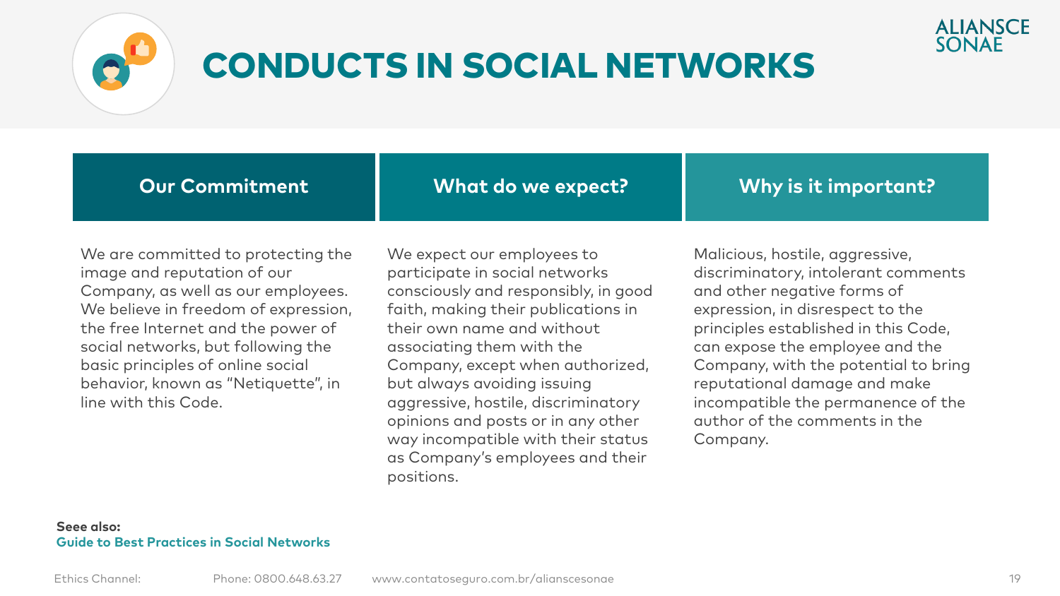# CONDUCTS IN SOCIAL NETWORKS

| Our Commitment | What do we expect? | Why is it important? |
|---|---|---|
| We are committed to protecting the image and reputation of our Company, as well as our employees. We believe in freedom of expression, the free Internet and the power of social networks, but following the basic principles of online social behavior, known as "Netiquette", in line with this Code. | We expect our employees to participate in social networks consciously and responsibly, in good faith, making their publications in their own name and without associating them with the Company, except when authorized, but always avoiding issuing aggressive, hostile, discriminatory opinions and posts or in any other way incompatible with their status as Company's employees and their positions. | Malicious, hostile, aggressive, discriminatory, intolerant comments and other negative forms of expression, in disrespect to the principles established in this Code, can expose the employee and the Company, with the potential to bring reputational damage and make incompatible the permanence of the author of the comments in the Company. |

**Seee also:**
**Guide to Best Practices in Social Networks**

Ethics Channel: Phone: 0800.648.63.27 www.contatoseguro.com.br/alianscesonae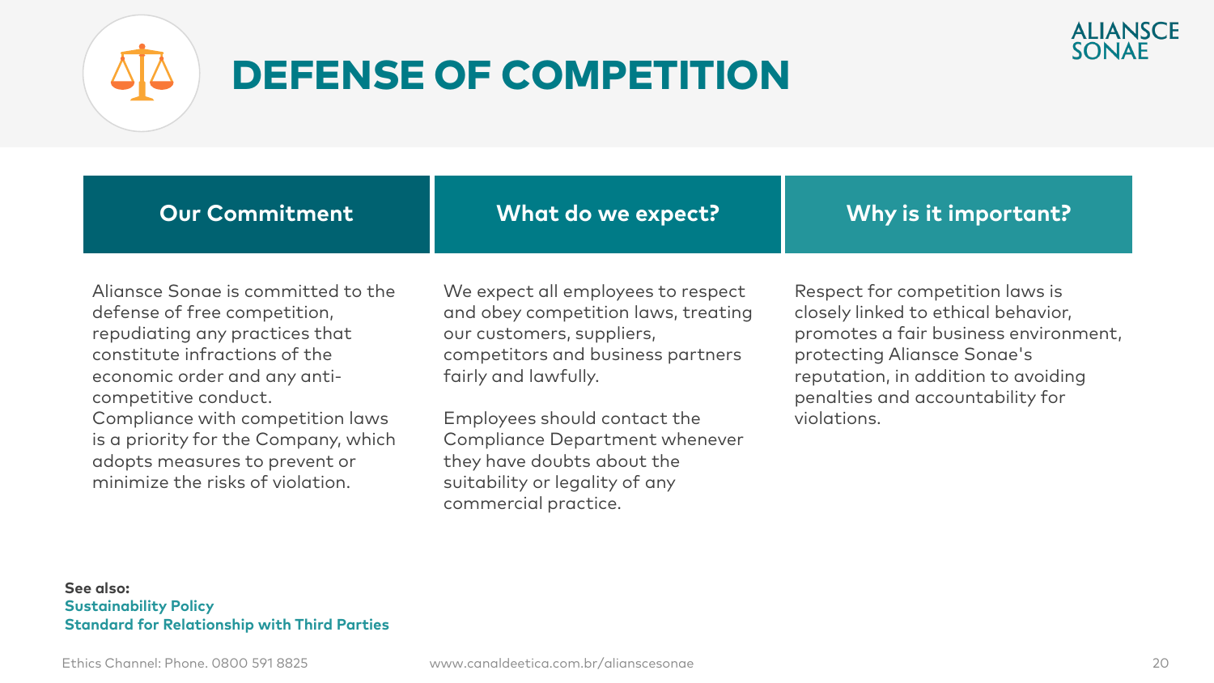# DEFENSE OF COMPETITION

| Our Commitment | What do we expect? | Why is it important? |
|---|---|---|
| Aliansce Sonae is committed to the defense of free competition, repudiating any practices that constitute infractions of the economic order and any anti-competitive conduct. Compliance with competition laws is a priority for the Company, which adopts measures to prevent or minimize the risks of violation. | We expect all employees to respect and obey competition laws, treating our customers, suppliers, competitors and business partners fairly and lawfully. Employees should contact the Compliance Department whenever they have doubts about the suitability or legality of any commercial practice. | Respect for competition laws is closely linked to ethical behavior, promotes a fair business environment, protecting Aliansce Sonae's reputation, in addition to avoiding penalties and accountability for violations. |

**See also:**
**Sustainability Policy**
**Standard for Relationship with Third Parties**

Ethics Channel: Phone. 0800 591 8825 www.canaldeetica.com.br/alianscesonae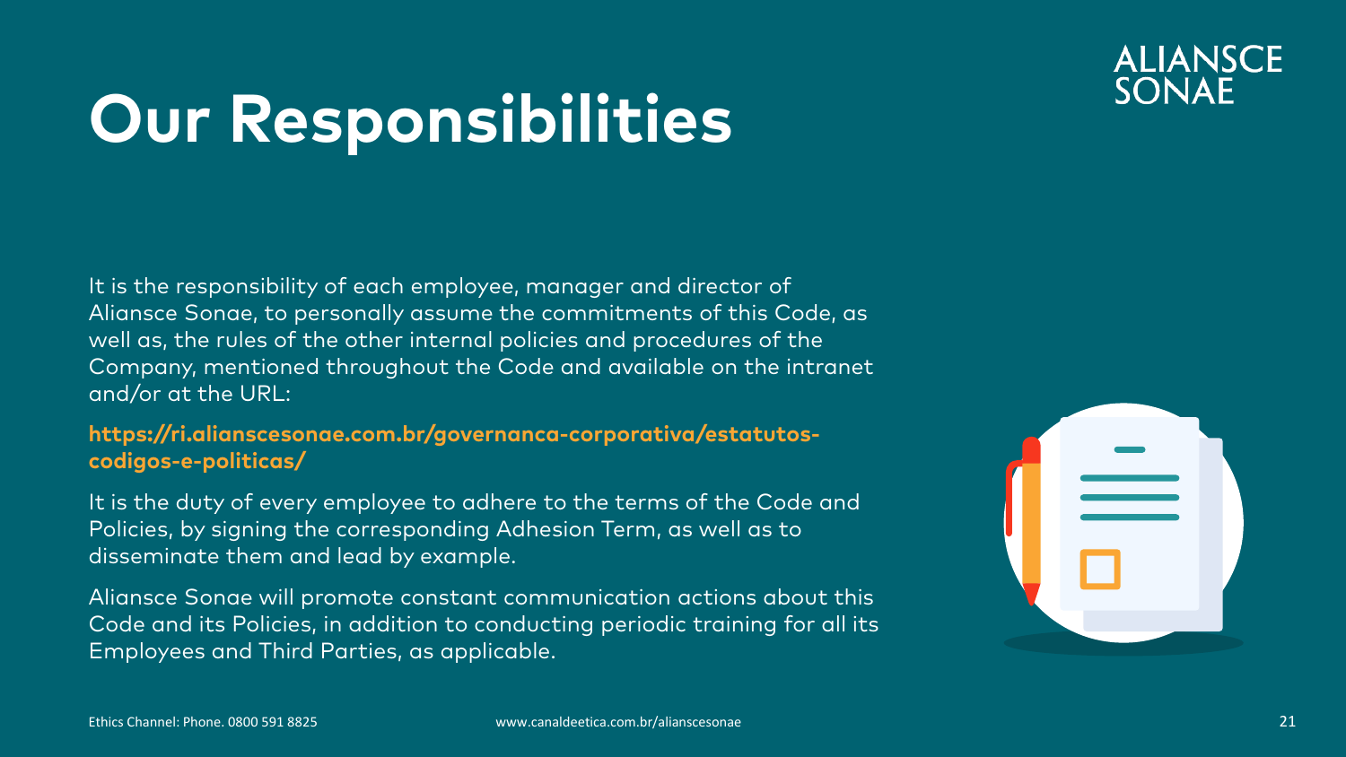# Our Responsibilities

It is the responsibility of each employee, manager and director of Aliansce Sonae, to personally assume the commitments of this Code, as well as, the rules of the other internal policies and procedures of the Company, mentioned throughout the Code and available on the intranet and/or at the URL:

**https://ri.alianscesonae.com.br/governanca-corporativa/estatutos-codigos-e-politicas/**

It is the duty of every employee to adhere to the terms of the Code and Policies, by signing the corresponding Adhesion Term, as well as to disseminate them and lead by example.

Aliansce Sonae will promote constant communication actions about this Code and its Policies, in addition to conducting periodic training for all its Employees and Third Parties, as applicable.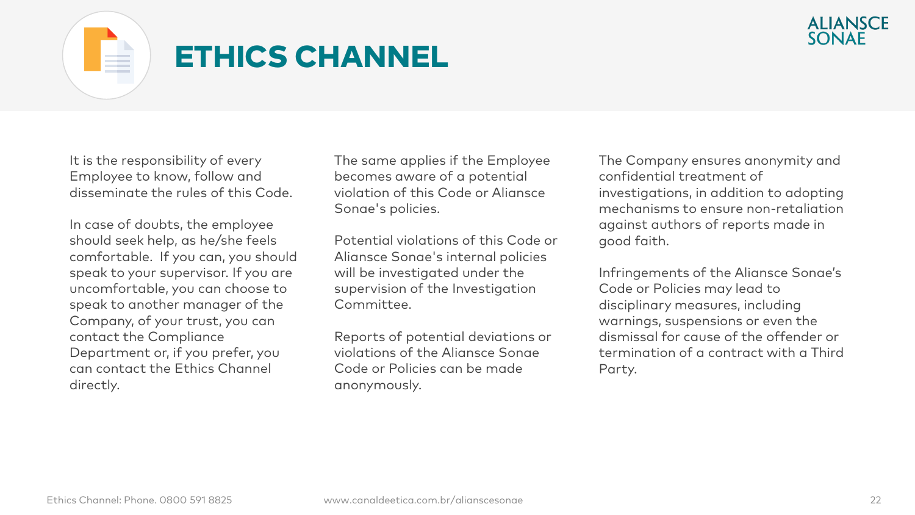# ETHICS CHANNEL

It is the responsibility of every Employee to know, follow and disseminate the rules of this Code.

In case of doubts, the employee should seek help, as he/she feels comfortable. If you can, you should speak to your supervisor. If you are uncomfortable, you can choose to speak to another manager of the Company, of your trust, you can contact the Compliance Department or, if you prefer, you can contact the Ethics Channel directly.

The same applies if the Employee becomes aware of a potential violation of this Code or Aliansce Sonae's policies.

Potential violations of this Code or Aliansce Sonae's internal policies will be investigated under the supervision of the Investigation Committee.

Reports of potential deviations or violations of the Aliansce Sonae Code or Policies can be made anonymously.

The Company ensures anonymity and confidential treatment of investigations, in addition to adopting mechanisms to ensure non-retaliation against authors of reports made in good faith.

Infringements of the Aliansce Sonae's Code or Policies may lead to disciplinary measures, including warnings, suspensions or even the dismissal for cause of the offender or termination of a contract with a Third Party.

Ethics Channel: Phone. 0800 591 8825

www.canaldeetica.com.br/alianscesonae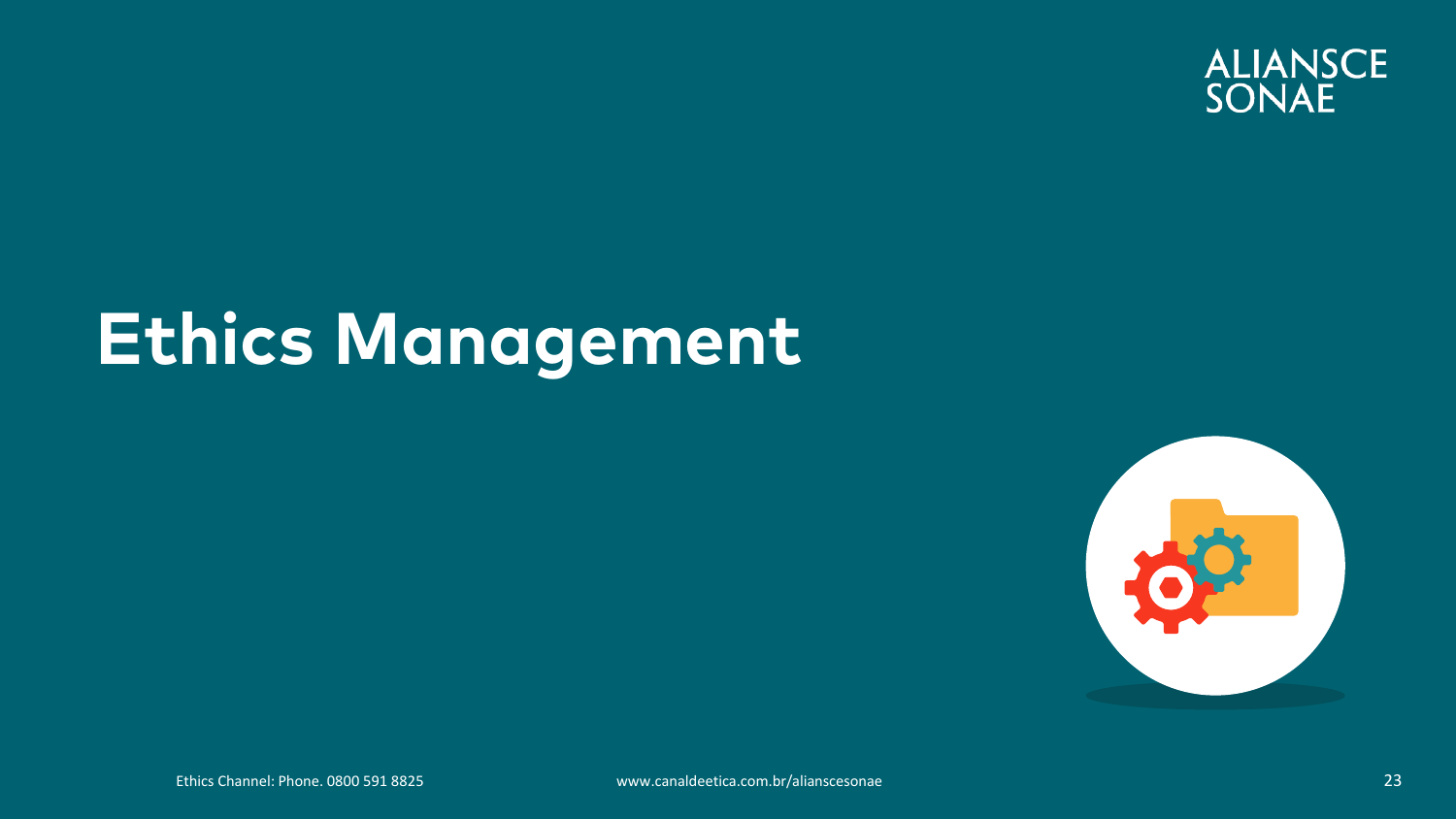# Ethics Management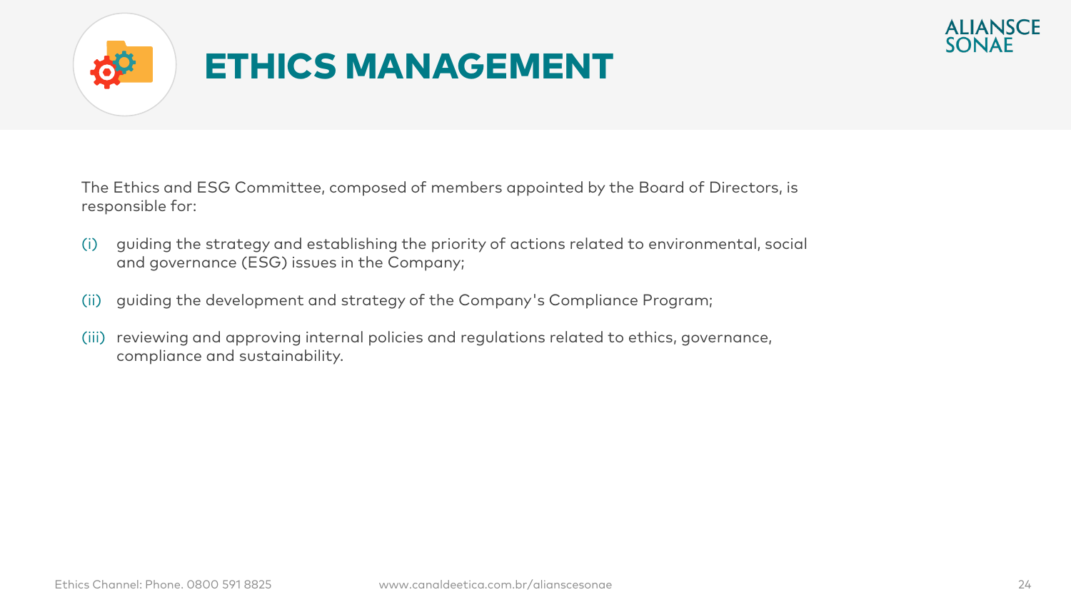# ETHICS MANAGEMENT

The Ethics and ESG Committee, composed of members appointed by the Board of Directors, is responsible for:

(i) guiding the strategy and establishing the priority of actions related to environmental, social and governance (ESG) issues in the Company;

(ii) guiding the development and strategy of the Company's Compliance Program;

(iii) reviewing and approving internal policies and regulations related to ethics, governance, compliance and sustainability.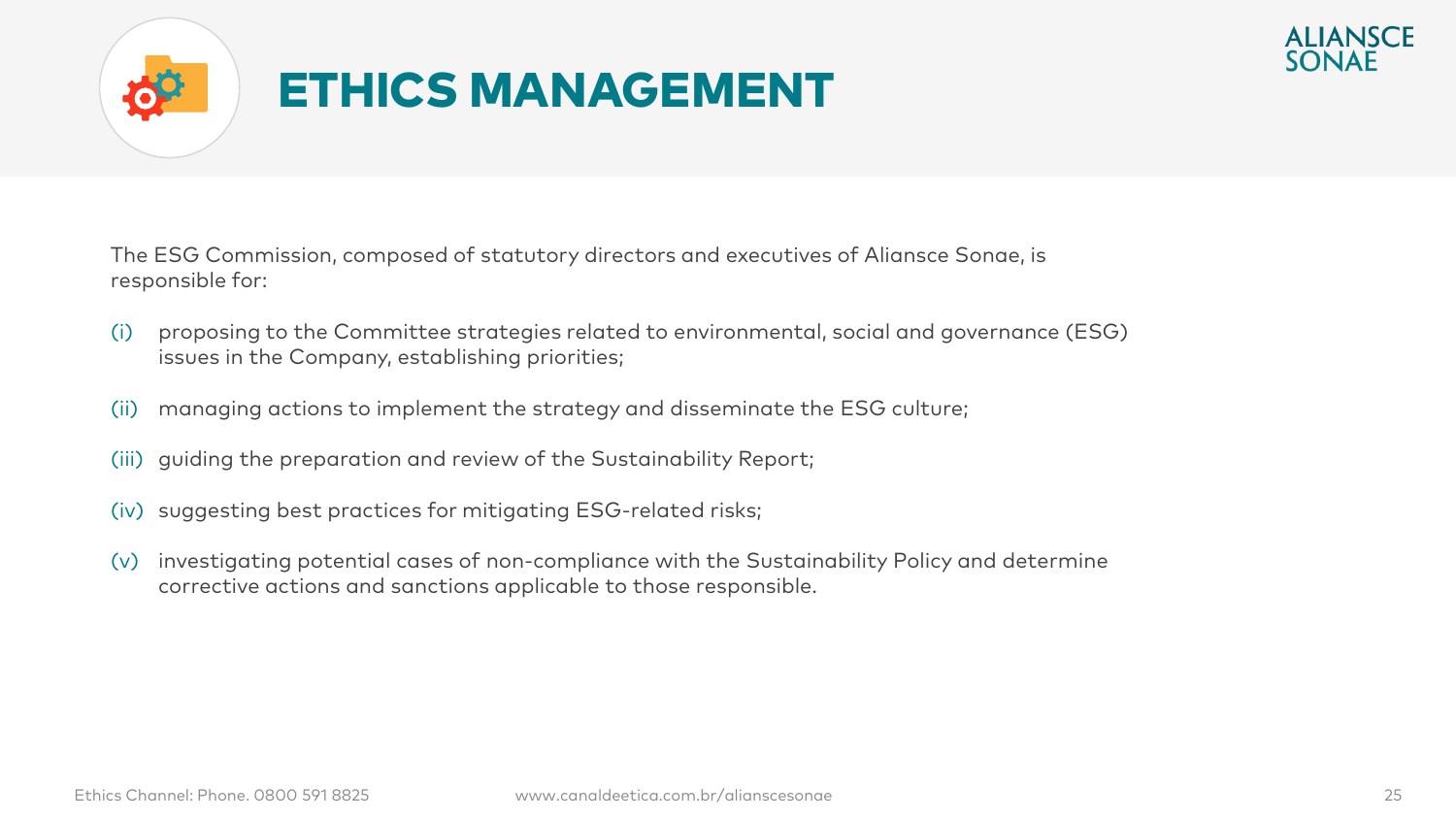# ETHICS MANAGEMENT

The ESG Commission, composed of statutory directors and executives of Aliansce Sonae, is responsible for:

(i) proposing to the Committee strategies related to environmental, social and governance (ESG) issues in the Company, establishing priorities;

(ii) managing actions to implement the strategy and disseminate the ESG culture;

(iii) guiding the preparation and review of the Sustainability Report;

(iv) suggesting best practices for mitigating ESG-related risks;

(v) investigating potential cases of non-compliance with the Sustainability Policy and determine corrective actions and sanctions applicable to those responsible.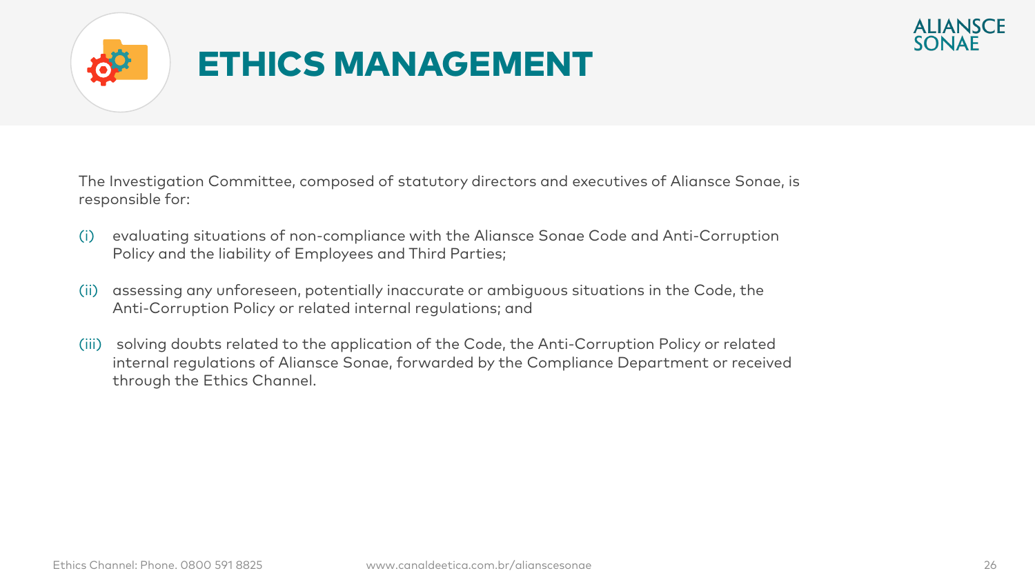# ETHICS MANAGEMENT

The Investigation Committee, composed of statutory directors and executives of Aliansce Sonae, is responsible for:

(i) evaluating situations of non-compliance with the Aliansce Sonae Code and Anti-Corruption Policy and the liability of Employees and Third Parties;

(ii) assessing any unforeseen, potentially inaccurate or ambiguous situations in the Code, the Anti-Corruption Policy or related internal regulations; and

(iii) solving doubts related to the application of the Code, the Anti-Corruption Policy or related internal regulations of Aliansce Sonae, forwarded by the Compliance Department or received through the Ethics Channel.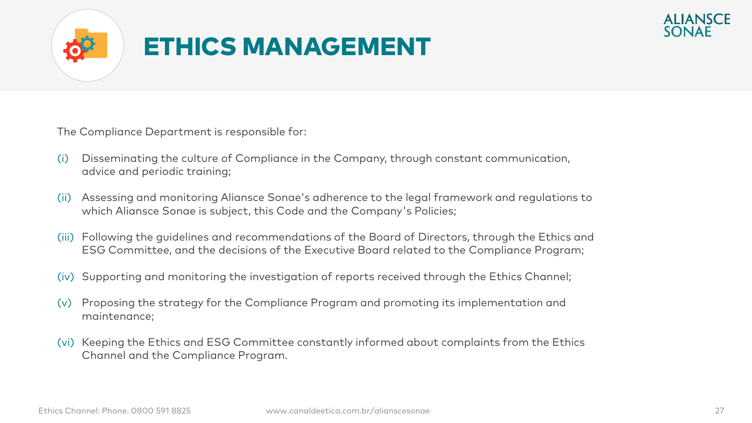# ETHICS MANAGEMENT

The Compliance Department is responsible for:

(i) Disseminating the culture of Compliance in the Company, through constant communication, advice and periodic training;

(ii) Assessing and monitoring Aliansce Sonae's adherence to the legal framework and regulations to which Aliansce Sonae is subject, this Code and the Company's Policies;

(iii) Following the guidelines and recommendations of the Board of Directors, through the Ethics and ESG Committee, and the decisions of the Executive Board related to the Compliance Program;

(iv) Supporting and monitoring the investigation of reports received through the Ethics Channel;

(v) Proposing the strategy for the Compliance Program and promoting its implementation and maintenance;

(vi) Keeping the Ethics and ESG Committee constantly informed about complaints from the Ethics Channel and the Compliance Program.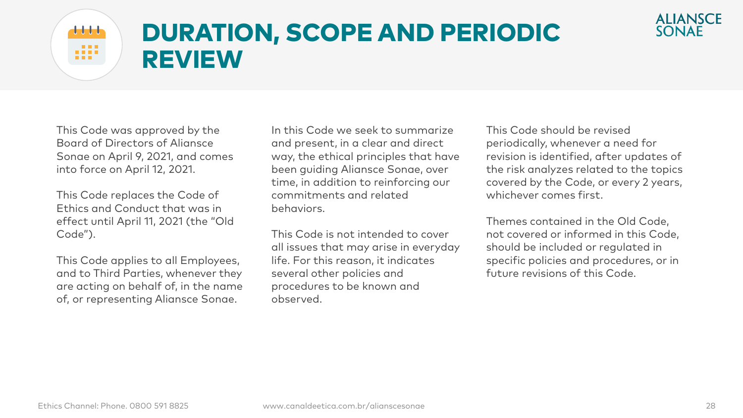# DURATION, SCOPE AND PERIODIC REVIEW

This Code was approved by the Board of Directors of Aliansce Sonae on April 9, 2021, and comes into force on April 12, 2021.

This Code replaces the Code of Ethics and Conduct that was in effect until April 11, 2021 (the "Old Code").

This Code applies to all Employees, and to Third Parties, whenever they are acting on behalf of, in the name of, or representing Aliansce Sonae.

In this Code we seek to summarize and present, in a clear and direct way, the ethical principles that have been guiding Aliansce Sonae, over time, in addition to reinforcing our commitments and related behaviors.

This Code is not intended to cover all issues that may arise in everyday life. For this reason, it indicates several other policies and procedures to be known and observed.

This Code should be revised periodically, whenever a need for revision is identified, after updates of the risk analyzes related to the topics covered by the Code, or every 2 years, whichever comes first.

Themes contained in the Old Code, not covered or informed in this Code, should be included or regulated in specific policies and procedures, or in future revisions of this Code.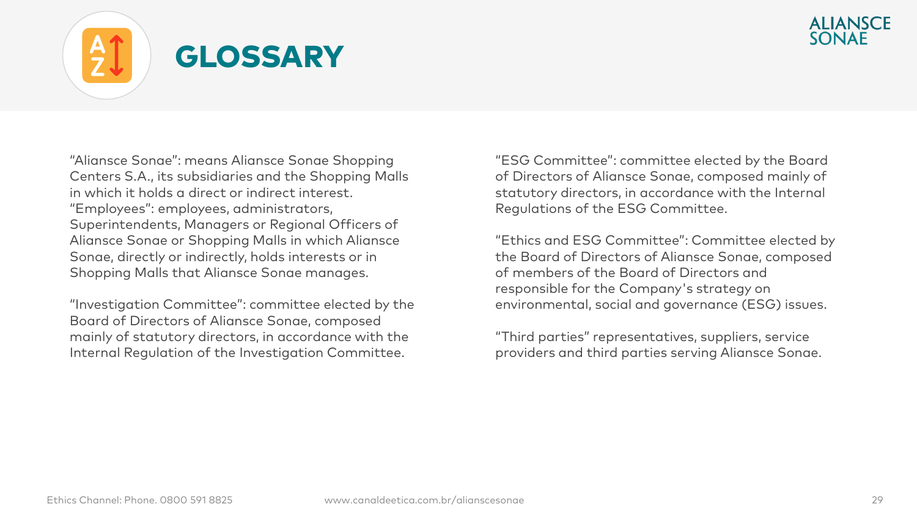# GLOSSARY

"Aliansce Sonae": means Aliansce Sonae Shopping Centers S.A., its subsidiaries and the Shopping Malls in which it holds a direct or indirect interest.
"Employees": employees, administrators, Superintendents, Managers or Regional Officers of Aliansce Sonae or Shopping Malls in which Aliansce Sonae, directly or indirectly, holds interests or in Shopping Malls that Aliansce Sonae manages.

"Investigation Committee": committee elected by the Board of Directors of Aliansce Sonae, composed mainly of statutory directors, in accordance with the Internal Regulation of the Investigation Committee.

"ESG Committee": committee elected by the Board of Directors of Aliansce Sonae, composed mainly of statutory directors, in accordance with the Internal Regulations of the ESG Committee.

"Ethics and ESG Committee": Committee elected by the Board of Directors of Aliansce Sonae, composed of members of the Board of Directors and responsible for the Company's strategy on environmental, social and governance (ESG) issues.

"Third parties" representatives, suppliers, service providers and third parties serving Aliansce Sonae.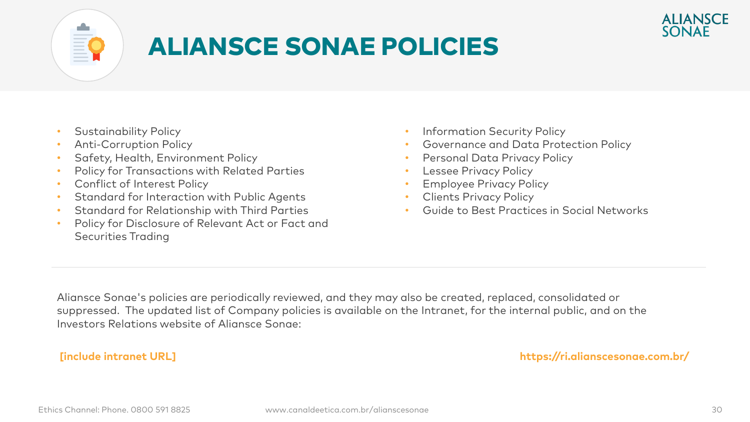# ALIANSCE SONAE POLICIES

- Sustainability Policy
- Anti-Corruption Policy
- Safety, Health, Environment Policy
- Policy for Transactions with Related Parties
- Conflict of Interest Policy
- Standard for Interaction with Public Agents
- Standard for Relationship with Third Parties
- Policy for Disclosure of Relevant Act or Fact and Securities Trading
- Information Security Policy
- Governance and Data Protection Policy
- Personal Data Privacy Policy
- Lessee Privacy Policy
- Employee Privacy Policy
- Clients Privacy Policy
- Guide to Best Practices in Social Networks

Aliansce Sonae's policies are periodically reviewed, and they may also be created, replaced, consolidated or suppressed. The updated list of Company policies is available on the Intranet, for the internal public, and on the Investors Relations website of Aliansce Sonae:

**[include intranet URL]**

**https://ri.alianscesonae.com.br/**

Ethics Channel: Phone. 0800 591 8825

www.canaldeetica.com.br/alianscesonae